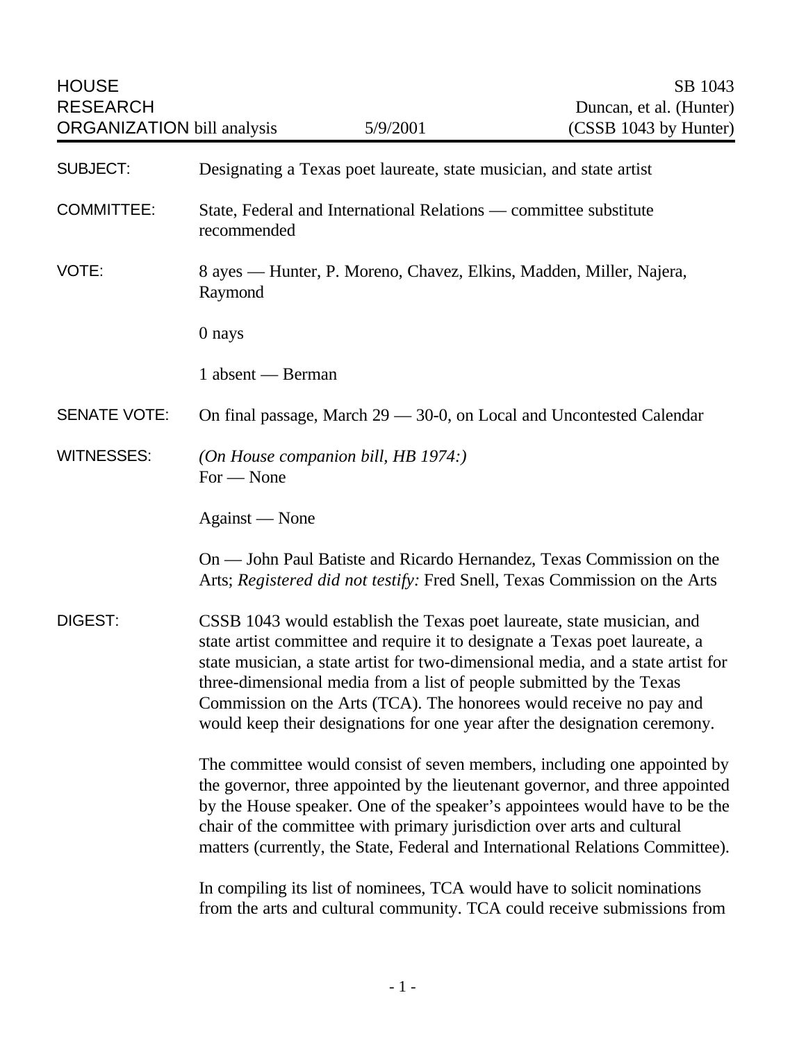HOUSE RESEARCH ORGANIZATION bill analysis — 5/9/2001

SB 1043
Duncan, et al. (Hunter)
(CSSB 1043 by Hunter)

**SUBJECT:** Designating a Texas poet laureate, state musician, and state artist

**COMMITTEE:** State, Federal and International Relations — committee substitute recommended

**VOTE:** 8 ayes — Hunter, P. Moreno, Chavez, Elkins, Madden, Miller, Najera, Raymond

0 nays

1 absent — Berman

**SENATE VOTE:** On final passage, March 29 — 30-0, on Local and Uncontested Calendar

**WITNESSES:** *(On House companion bill, HB 1974:)*
For — None

Against — None

On — John Paul Batiste and Ricardo Hernandez, Texas Commission on the Arts; *Registered did not testify:* Fred Snell, Texas Commission on the Arts

**DIGEST:** CSSB 1043 would establish the Texas poet laureate, state musician, and state artist committee and require it to designate a Texas poet laureate, a state musician, a state artist for two-dimensional media, and a state artist for three-dimensional media from a list of people submitted by the Texas Commission on the Arts (TCA). The honorees would receive no pay and would keep their designations for one year after the designation ceremony.

The committee would consist of seven members, including one appointed by the governor, three appointed by the lieutenant governor, and three appointed by the House speaker. One of the speaker's appointees would have to be the chair of the committee with primary jurisdiction over arts and cultural matters (currently, the State, Federal and International Relations Committee).

In compiling its list of nominees, TCA would have to solicit nominations from the arts and cultural community. TCA could receive submissions from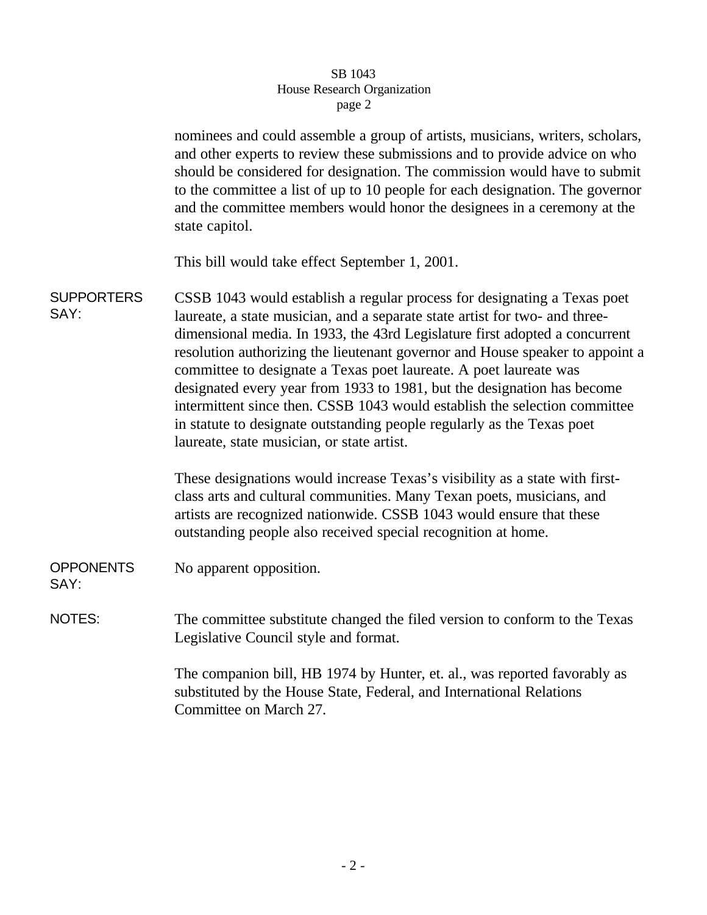nominees and could assemble a group of artists, musicians, writers, scholars, and other experts to review these submissions and to provide advice on who should be considered for designation. The commission would have to submit to the committee a list of up to 10 people for each designation. The governor and the committee members would honor the designees in a ceremony at the state capitol.

This bill would take effect September 1, 2001.

**SUPPORTERS SAY:**

CSSB 1043 would establish a regular process for designating a Texas poet laureate, a state musician, and a separate state artist for two- and three-dimensional media. In 1933, the 43rd Legislature first adopted a concurrent resolution authorizing the lieutenant governor and House speaker to appoint a committee to designate a Texas poet laureate. A poet laureate was designated every year from 1933 to 1981, but the designation has become intermittent since then. CSSB 1043 would establish the selection committee in statute to designate outstanding people regularly as the Texas poet laureate, state musician, or state artist.

These designations would increase Texas's visibility as a state with first-class arts and cultural communities. Many Texan poets, musicians, and artists are recognized nationwide. CSSB 1043 would ensure that these outstanding people also received special recognition at home.

**OPPONENTS SAY:**

No apparent opposition.

**NOTES:**

The committee substitute changed the filed version to conform to the Texas Legislative Council style and format.

The companion bill, HB 1974 by Hunter, et. al., was reported favorably as substituted by the House State, Federal, and International Relations Committee on March 27.